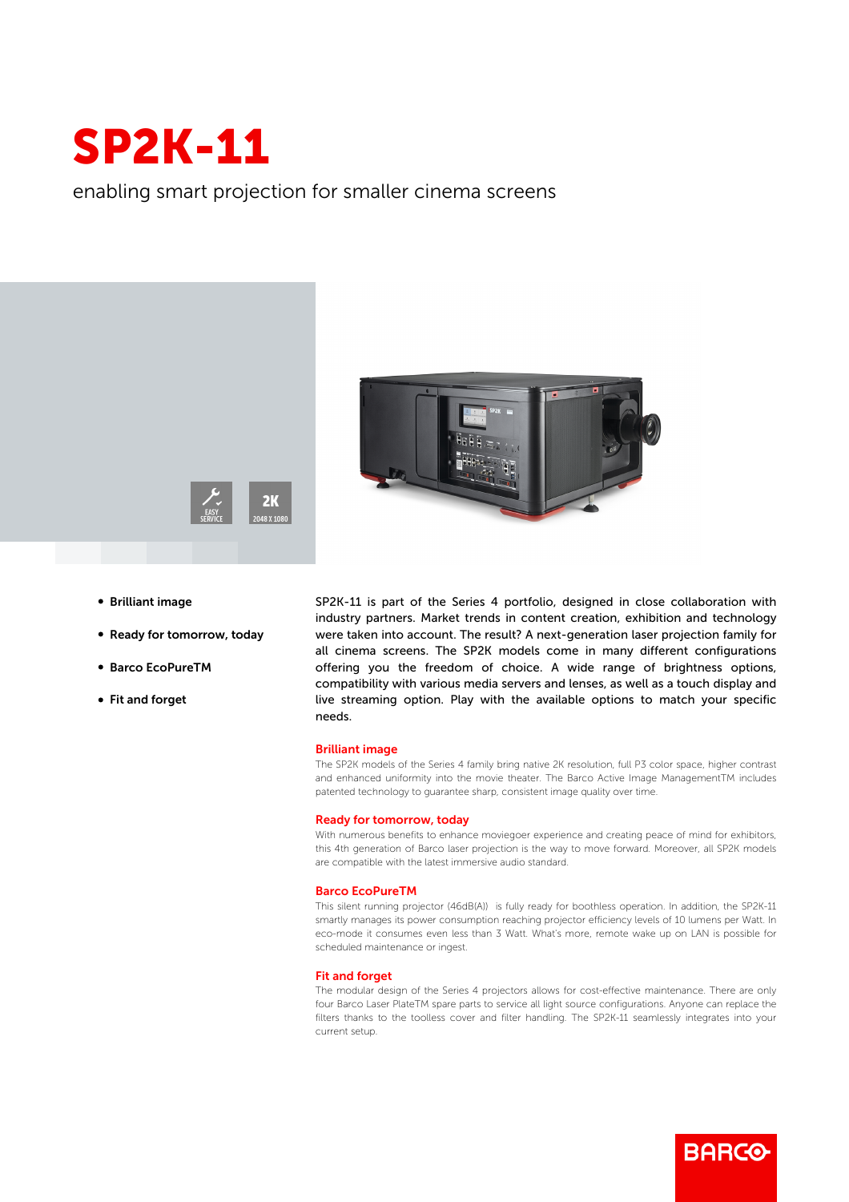# SP2K-11

enabling smart projection for smaller cinema screens

EASY SERVICE

2K 2048 X 1080

- **Brilliant image**
- **Ready for tomorrow, today**
- **Barco EcoPureTM**
- **Fit and forget**

SP2K-11 is part of the Series 4 portfolio, designed in close collaboration with industry partners. Market trends in content creation, exhibition and technology were taken into account. The result? A next-generation laser projection family for all cinema screens. The SP2K models come in many different configurations offering you the freedom of choice. A wide range of brightness options, compatibility with various media servers and lenses, as well as a touch display and live streaming option. Play with the available options to match your specific needs.

## Brilliant image

The SP2K models of the Series 4 family bring native 2K resolution, full P3 color space, higher contrast and enhanced uniformity into the movie theater. The Barco Active Image ManagementTM includes patented technology to guarantee sharp, consistent image quality over time.

## Ready for tomorrow, today

With numerous benefits to enhance moviegoer experience and creating peace of mind for exhibitors, this 4th generation of Barco laser projection is the way to move forward. Moreover, all SP2K models are compatible with the latest immersive audio standard.

## Barco EcoPureTM

This silent running projector (46dB(A)) is fully ready for boothless operation. In addition, the SP2K-11 smartly manages its power consumption reaching projector efficiency levels of 10 lumens per Watt. In eco-mode it consumes even less than 3 Watt. What's more, remote wake up on LAN is possible for scheduled maintenance or ingest.

## Fit and forget

The modular design of the Series 4 projectors allows for cost-effective maintenance. There are only four Barco Laser PlateTM spare parts to service all light source configurations. Anyone can replace the filters thanks to the toolless cover and filter handling. The SP2K-11 seamlessly integrates into your current setup.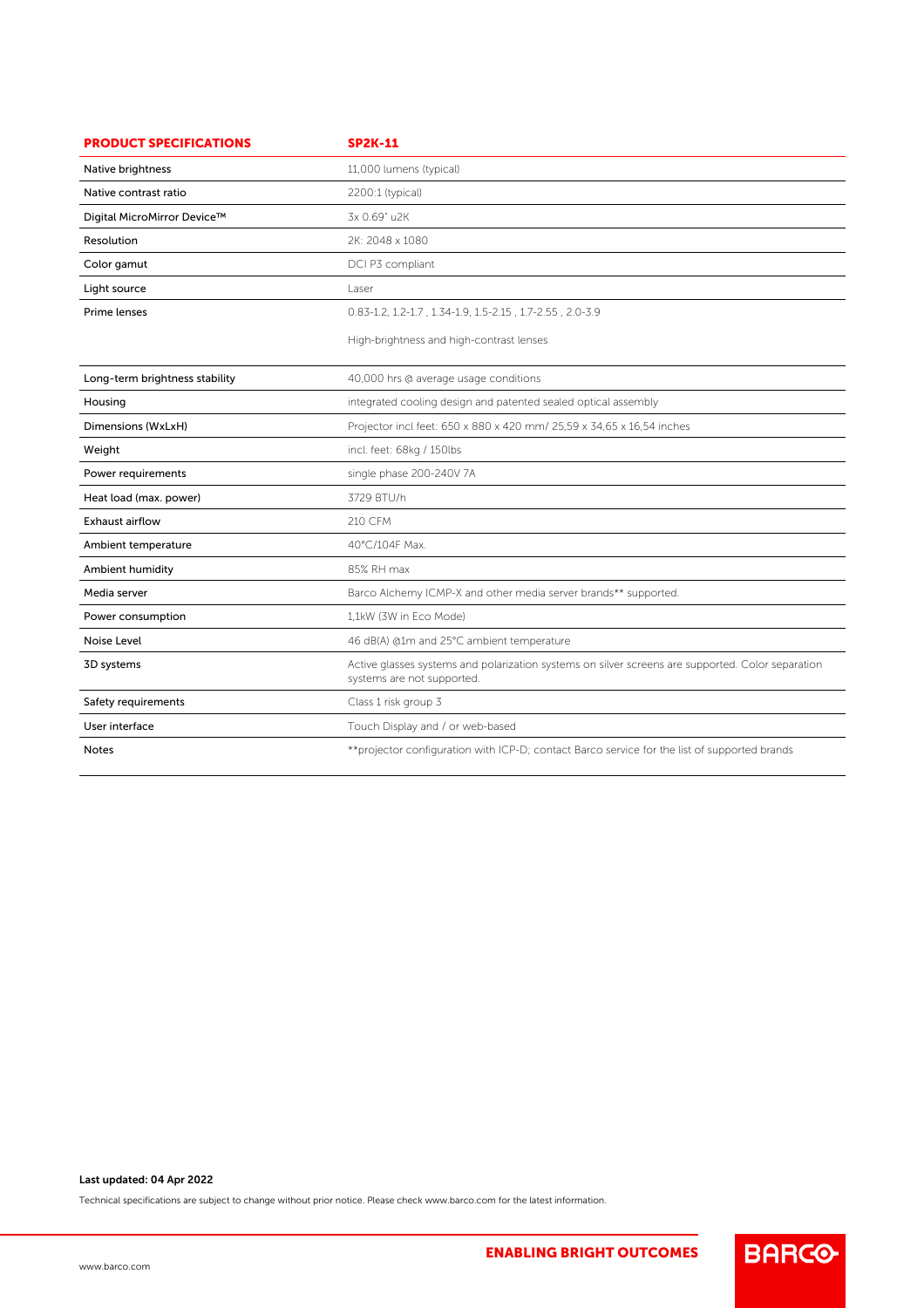| PRODUCT SPECIFICATIONS | SP2K-11 |
|---|---|
| Native brightness | 11,000 lumens (typical) |
| Native contrast ratio | 2200:1 (typical) |
| Digital MicroMirror Device™ | 3x 0.69" u2K |
| Resolution | 2K: 2048 x 1080 |
| Color gamut | DCI P3 compliant |
| Light source | Laser |
| Prime lenses | 0.83-1.2, 1.2-1.7 , 1.34-1.9, 1.5-2.15 , 1.7-2.55 , 2.0-3.9<br><br>High-brightness and high-contrast lenses |
| Long-term brightness stability | 40,000 hrs @ average usage conditions |
| Housing | integrated cooling design and patented sealed optical assembly |
| Dimensions (WxLxH) | Projector incl feet: 650 x 880 x 420 mm/ 25,59 x 34,65 x 16,54 inches |
| Weight | incl. feet: 68kg / 150lbs |
| Power requirements | single phase 200-240V 7A |
| Heat load (max. power) | 3729 BTU/h |
| Exhaust airflow | 210 CFM |
| Ambient temperature | 40°C/104F Max. |
| Ambient humidity | 85% RH max |
| Media server | Barco Alchemy ICMP-X and other media server brands** supported. |
| Power consumption | 1,1kW (3W in Eco Mode) |
| Noise Level | 46 dB(A) @1m and 25°C ambient temperature |
| 3D systems | Active glasses systems and polarization systems on silver screens are supported. Color separation systems are not supported. |
| Safety requirements | Class 1 risk group 3 |
| User interface | Touch Display and / or web-based |
| Notes | **projector configuration with ICP-D; contact Barco service for the list of supported brands |

**Last updated: 04 Apr 2022**

Technical specifications are subject to change without prior notice. Please check www.barco.com for the latest information.

ENABLING BRIGHT OUTCOMES

BARCO

www.barco.com